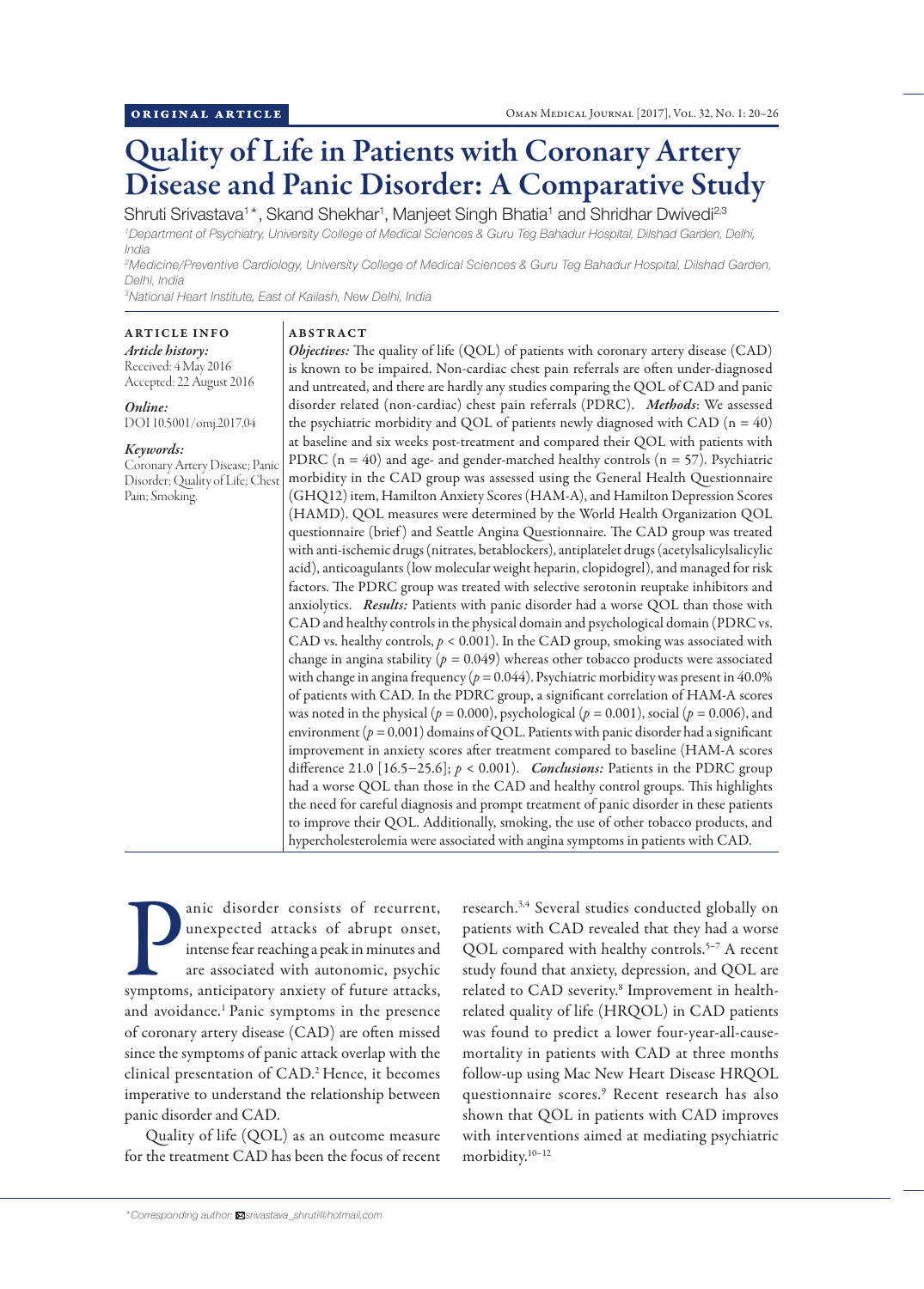ORIGINAL ARTICLE

# Quality of Life in Patients with Coronary Artery Disease and Panic Disorder: A Comparative Study

Shruti Srivastava[1]*, Skand Shekhar[1], Manjeet Singh Bhatia[1] and Shridhar Dwivedi[2,3]

[1]*Department of Psychiatry, University College of Medical Sciences & Guru Teg Bahadur Hospital, Dilshad Garden, Delhi, India*

[2]*Medicine/Preventive Cardiology, University College of Medical Sciences & Guru Teg Bahadur Hospital, Dilshad Garden, Delhi, India*

[3]*National Heart Institute, East of Kailash, New Delhi, India*

## ARTICLE INFO

*Article history:*
Received: 4 May 2016
Accepted: 22 August 2016

*Online:*
DOI 10.5001/omj.2017.04

*Keywords:*
Coronary Artery Disease; Panic Disorder; Quality of Life; Chest Pain; Smoking.

## ABSTRACT

***Objectives:*** The quality of life (QOL) of patients with coronary artery disease (CAD) is known to be impaired. Non-cardiac chest pain referrals are often under-diagnosed and untreated, and there are hardly any studies comparing the QOL of CAD and panic disorder related (non-cardiac) chest pain referrals (PDRC). ***Methods***: We assessed the psychiatric morbidity and QOL of patients newly diagnosed with CAD (n = 40) at baseline and six weeks post-treatment and compared their QOL with patients with PDRC (n = 40) and age- and gender-matched healthy controls (n = 57). Psychiatric morbidity in the CAD group was assessed using the General Health Questionnaire (GHQ12) item, Hamilton Anxiety Scores (HAM-A), and Hamilton Depression Scores (HAMD). QOL measures were determined by the World Health Organization QOL questionnaire (brief) and Seattle Angina Questionnaire. The CAD group was treated with anti-ischemic drugs (nitrates, betablockers), antiplatelet drugs (acetylsalicylsalicylic acid), anticoagulants (low molecular weight heparin, clopidogrel), and managed for risk factors. The PDRC group was treated with selective serotonin reuptake inhibitors and anxiolytics. ***Results:*** Patients with panic disorder had a worse QOL than those with CAD and healthy controls in the physical domain and psychological domain (PDRC vs. CAD vs. healthy controls, $p < 0.001$). In the CAD group, smoking was associated with change in angina stability ($p = 0.049$) whereas other tobacco products were associated with change in angina frequency ($p = 0.044$). Psychiatric morbidity was present in 40.0% of patients with CAD. In the PDRC group, a significant correlation of HAM-A scores was noted in the physical ($p = 0.000$), psychological ($p = 0.001$), social ($p = 0.006$), and environment ($p = 0.001$) domains of QOL. Patients with panic disorder had a significant improvement in anxiety scores after treatment compared to baseline (HAM-A scores difference 21.0 [16.5–25.6]; $p < 0.001$). ***Conclusions:*** Patients in the PDRC group had a worse QOL than those in the CAD and healthy control groups. This highlights the need for careful diagnosis and prompt treatment of panic disorder in these patients to improve their QOL. Additionally, smoking, the use of other tobacco products, and hypercholesterolemia were associated with angina symptoms in patients with CAD.

Panic disorder consists of recurrent, unexpected attacks of abrupt onset, intense fear reaching a peak in minutes and are associated with autonomic, psychic symptoms, anticipatory anxiety of future attacks, and avoidance.[1] Panic symptoms in the presence of coronary artery disease (CAD) are often missed since the symptoms of panic attack overlap with the clinical presentation of CAD.[2] Hence, it becomes imperative to understand the relationship between panic disorder and CAD.

Quality of life (QOL) as an outcome measure for the treatment CAD has been the focus of recent research.[3,4] Several studies conducted globally on patients with CAD revealed that they had a worse QOL compared with healthy controls.[5–7] A recent study found that anxiety, depression, and QOL are related to CAD severity.[8] Improvement in health-related quality of life (HRQOL) in CAD patients was found to predict a lower four-year-all-cause-mortality in patients with CAD at three months follow-up using Mac New Heart Disease HRQOL questionnaire scores.[9] Recent research has also shown that QOL in patients with CAD improves with interventions aimed at mediating psychiatric morbidity.[10–12]

*Corresponding author: srivastava_shruti@hotmail.com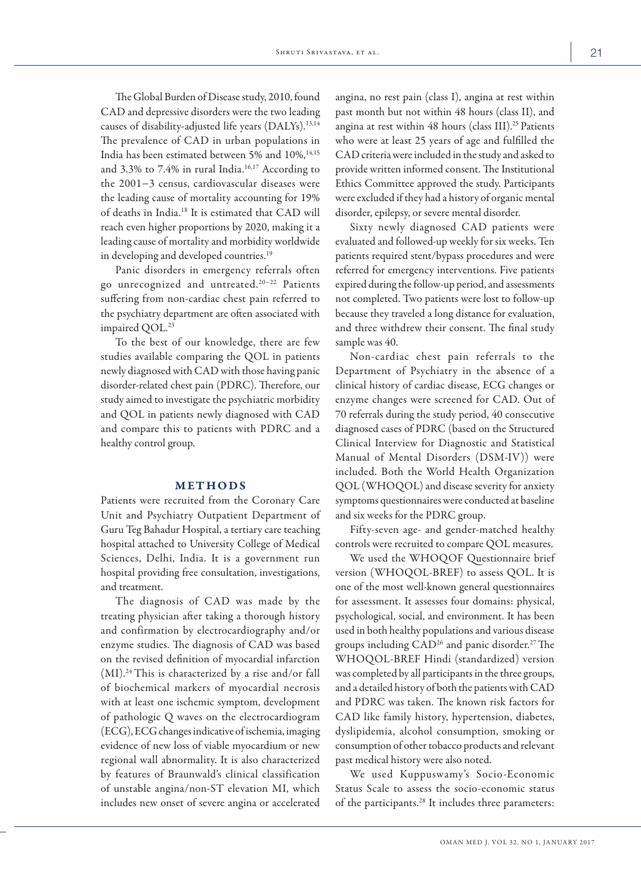The Global Burden of Disease study, 2010, found CAD and depressive disorders were the two leading causes of disability-adjusted life years (DALYs).[13,14] The prevalence of CAD in urban populations in India has been estimated between 5% and 10%,[14,15] and 3.3% to 7.4% in rural India.[16,17] According to the 2001−3 census, cardiovascular diseases were the leading cause of mortality accounting for 19% of deaths in India.[18] It is estimated that CAD will reach even higher proportions by 2020, making it a leading cause of mortality and morbidity worldwide in developing and developed countries.[19]

Panic disorders in emergency referrals often go unrecognized and untreated.[20−22] Patients suffering from non-cardiac chest pain referred to the psychiatry department are often associated with impaired QOL.[23]

To the best of our knowledge, there are few studies available comparing the QOL in patients newly diagnosed with CAD with those having panic disorder-related chest pain (PDRC). Therefore, our study aimed to investigate the psychiatric morbidity and QOL in patients newly diagnosed with CAD and compare this to patients with PDRC and a healthy control group.

## METHODS

Patients were recruited from the Coronary Care Unit and Psychiatry Outpatient Department of Guru Teg Bahadur Hospital, a tertiary care teaching hospital attached to University College of Medical Sciences, Delhi, India. It is a government run hospital providing free consultation, investigations, and treatment.

The diagnosis of CAD was made by the treating physician after taking a thorough history and confirmation by electrocardiography and/or enzyme studies. The diagnosis of CAD was based on the revised definition of myocardial infarction (MI).[24] This is characterized by a rise and/or fall of biochemical markers of myocardial necrosis with at least one ischemic symptom, development of pathologic Q waves on the electrocardiogram (ECG), ECG changes indicative of ischemia, imaging evidence of new loss of viable myocardium or new regional wall abnormality. It is also characterized by features of Braunwald's clinical classification of unstable angina/non-ST elevation MI, which includes new onset of severe angina or accelerated angina, no rest pain (class I), angina at rest within past month but not within 48 hours (class II), and angina at rest within 48 hours (class III).[25] Patients who were at least 25 years of age and fulfilled the CAD criteria were included in the study and asked to provide written informed consent. The Institutional Ethics Committee approved the study. Participants were excluded if they had a history of organic mental disorder, epilepsy, or severe mental disorder.

Sixty newly diagnosed CAD patients were evaluated and followed-up weekly for six weeks. Ten patients required stent/bypass procedures and were referred for emergency interventions. Five patients expired during the follow-up period, and assessments not completed. Two patients were lost to follow-up because they traveled a long distance for evaluation, and three withdrew their consent. The final study sample was 40.

Non-cardiac chest pain referrals to the Department of Psychiatry in the absence of a clinical history of cardiac disease, ECG changes or enzyme changes were screened for CAD. Out of 70 referrals during the study period, 40 consecutive diagnosed cases of PDRC (based on the Structured Clinical Interview for Diagnostic and Statistical Manual of Mental Disorders (DSM-IV)) were included. Both the World Health Organization QOL (WHOQOL) and disease severity for anxiety symptoms questionnaires were conducted at baseline and six weeks for the PDRC group.

Fifty-seven age- and gender-matched healthy controls were recruited to compare QOL measures.

We used the WHOQOF Questionnaire brief version (WHOQOL-BREF) to assess QOL. It is one of the most well-known general questionnaires for assessment. It assesses four domains: physical, psychological, social, and environment. It has been used in both healthy populations and various disease groups including CAD[26] and panic disorder.[27] The WHOQOL-BREF Hindi (standardized) version was completed by all participants in the three groups, and a detailed history of both the patients with CAD and PDRC was taken. The known risk factors for CAD like family history, hypertension, diabetes, dyslipidemia, alcohol consumption, smoking or consumption of other tobacco products and relevant past medical history were also noted.

We used Kuppuswamy's Socio-Economic Status Scale to assess the socio-economic status of the participants.[28] It includes three parameters: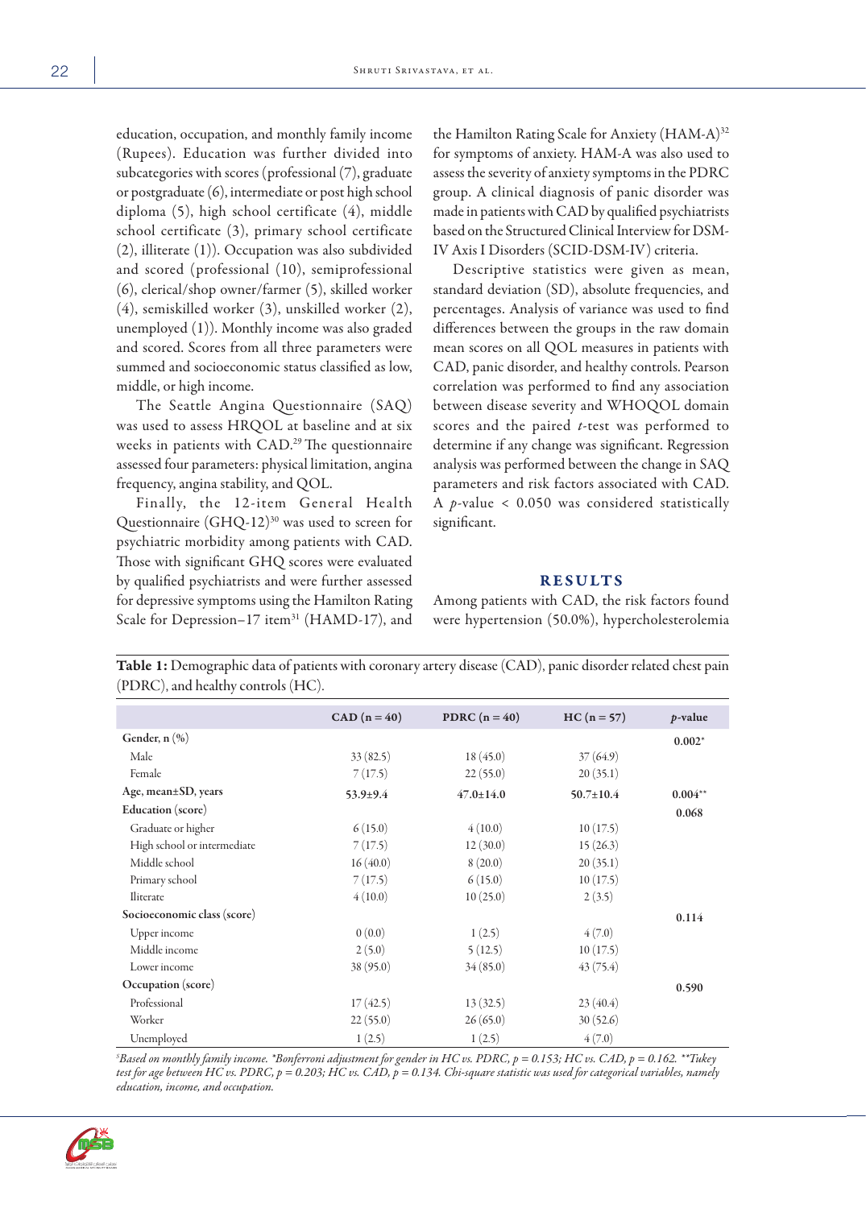education, occupation, and monthly family income (Rupees). Education was further divided into subcategories with scores (professional (7), graduate or postgraduate (6), intermediate or post high school diploma (5), high school certificate (4), middle school certificate (3), primary school certificate (2), illiterate (1)). Occupation was also subdivided and scored (professional (10), semiprofessional (6), clerical/shop owner/farmer (5), skilled worker (4), semiskilled worker (3), unskilled worker (2), unemployed (1)). Monthly income was also graded and scored. Scores from all three parameters were summed and socioeconomic status classified as low, middle, or high income.

The Seattle Angina Questionnaire (SAQ) was used to assess HRQOL at baseline and at six weeks in patients with CAD.[29] The questionnaire assessed four parameters: physical limitation, angina frequency, angina stability, and QOL.

Finally, the 12-item General Health Questionnaire (GHQ-12)[30] was used to screen for psychiatric morbidity among patients with CAD. Those with significant GHQ scores were evaluated by qualified psychiatrists and were further assessed for depressive symptoms using the Hamilton Rating Scale for Depression–17 item[31] (HAMD-17), and the Hamilton Rating Scale for Anxiety (HAM-A)[32] for symptoms of anxiety. HAM-A was also used to assess the severity of anxiety symptoms in the PDRC group. A clinical diagnosis of panic disorder was made in patients with CAD by qualified psychiatrists based on the Structured Clinical Interview for DSM-IV Axis I Disorders (SCID-DSM-IV) criteria.

Descriptive statistics were given as mean, standard deviation (SD), absolute frequencies, and percentages. Analysis of variance was used to find differences between the groups in the raw domain mean scores on all QOL measures in patients with CAD, panic disorder, and healthy controls. Pearson correlation was performed to find any association between disease severity and WHOQOL domain scores and the paired *t*-test was performed to determine if any change was significant. Regression analysis was performed between the change in SAQ parameters and risk factors associated with CAD. A *p*-value < 0.050 was considered statistically significant.

## RESULTS

Among patients with CAD, the risk factors found were hypertension (50.0%), hypercholesterolemia

**Table 1:** Demographic data of patients with coronary artery disease (CAD), panic disorder related chest pain (PDRC), and healthy controls (HC).

| | CAD (n = 40) | PDRC (n = 40) | HC (n = 57) | *p*-value |
|---|---|---|---|---|
| **Gender, n (%)** | | | | **0.002*** |
| Male | 33 (82.5) | 18 (45.0) | 37 (64.9) | |
| Female | 7 (17.5) | 22 (55.0) | 20 (35.1) | |
| **Age, mean±SD, years** | 53.9±9.4 | 47.0±14.0 | 50.7±10.4 | **0.004**** |
| **Education (score)** | | | | 0.068 |
| Graduate or higher | 6 (15.0) | 4 (10.0) | 10 (17.5) | |
| High school or intermediate | 7 (17.5) | 12 (30.0) | 15 (26.3) | |
| Middle school | 16 (40.0) | 8 (20.0) | 20 (35.1) | |
| Primary school | 7 (17.5) | 6 (15.0) | 10 (17.5) | |
| Illiterate | 4 (10.0) | 10 (25.0) | 2 (3.5) | |
| **Socioeconomic class (score)** | | | | 0.114 |
| Upper income | 0 (0.0) | 1 (2.5) | 4 (7.0) | |
| Middle income | 2 (5.0) | 5 (12.5) | 10 (17.5) | |
| Lower income | 38 (95.0) | 34 (85.0) | 43 (75.4) | |
| **Occupation (score)** | | | | 0.590 |
| Professional | 17 (42.5) | 13 (32.5) | 23 (40.4) | |
| Worker | 22 (55.0) | 26 (65.0) | 30 (52.6) | |
| Unemployed | 1 (2.5) | 1 (2.5) | 4 (7.0) | |

*[§]Based on monthly family income. \*Bonferroni adjustment for gender in HC vs. PDRC, p = 0.153; HC vs. CAD, p = 0.162. \*\*Tukey test for age between HC vs. PDRC, p = 0.203; HC vs. CAD, p = 0.134. Chi-square statistic was used for categorical variables, namely education, income, and occupation.*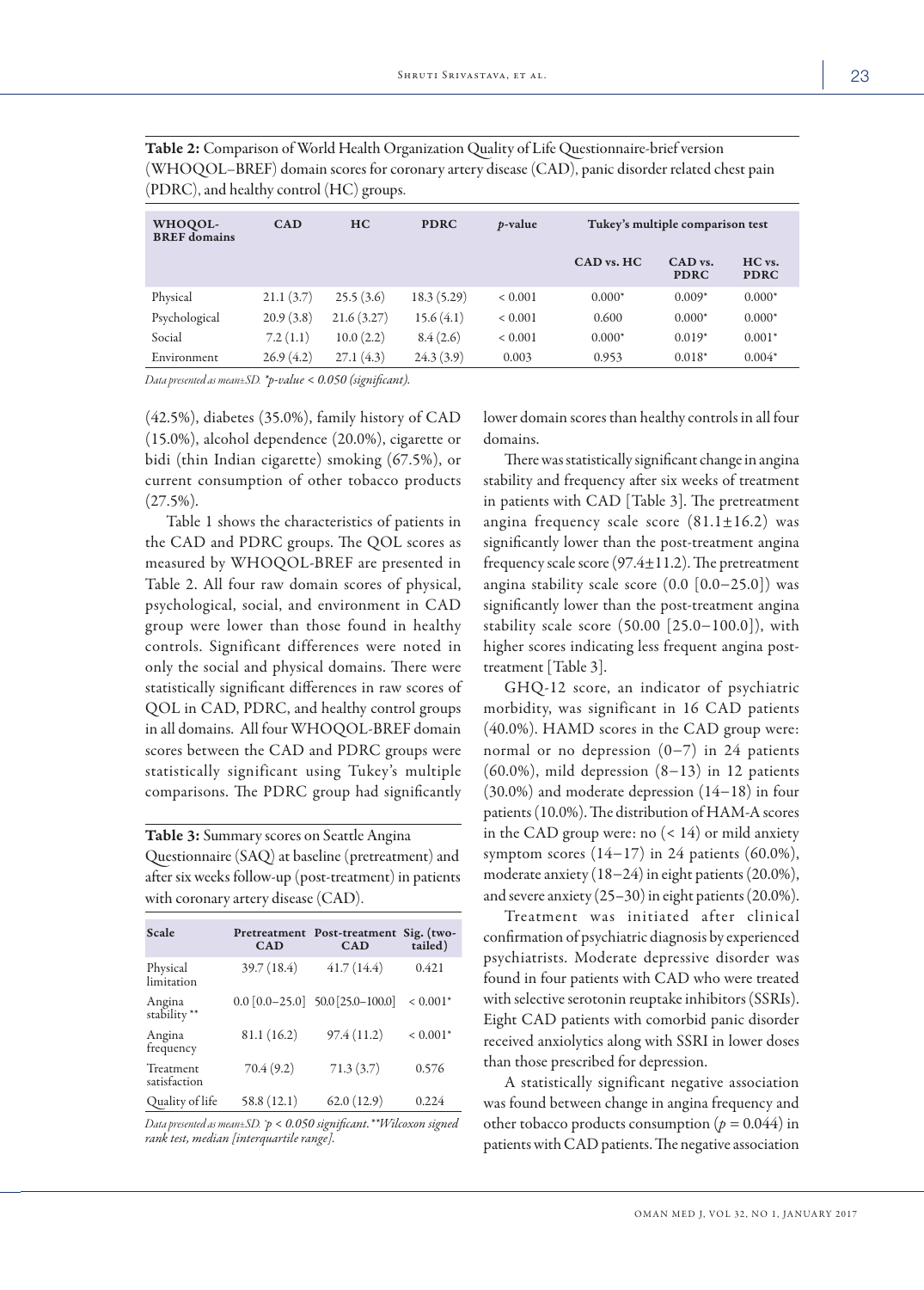**Table 2:** Comparison of World Health Organization Quality of Life Questionnaire-brief version (WHOQOL–BREF) domain scores for coronary artery disease (CAD), panic disorder related chest pain (PDRC), and healthy control (HC) groups.

| WHOQOL-BREF domains | CAD | HC | PDRC | *p*-value | Tukey's multiple comparison test | | |
|---|---|---|---|---|---|---|---|
| | | | | | CAD vs. HC | CAD vs. PDRC | HC vs. PDRC |
| Physical | 21.1 (3.7) | 25.5 (3.6) | 18.3 (5.29) | < 0.001 | 0.000* | 0.009* | 0.000* |
| Psychological | 20.9 (3.8) | 21.6 (3.27) | 15.6 (4.1) | < 0.001 | 0.600 | 0.000* | 0.000* |
| Social | 7.2 (1.1) | 10.0 (2.2) | 8.4 (2.6) | < 0.001 | 0.000* | 0.019* | 0.001* |
| Environment | 26.9 (4.2) | 27.1 (4.3) | 24.3 (3.9) | 0.003 | 0.953 | 0.018* | 0.004* |

*Data presented as mean±SD. *p-value < 0.050 (significant).*

(42.5%), diabetes (35.0%), family history of CAD (15.0%), alcohol dependence (20.0%), cigarette or bidi (thin Indian cigarette) smoking (67.5%), or current consumption of other tobacco products (27.5%).

Table 1 shows the characteristics of patients in the CAD and PDRC groups. The QOL scores as measured by WHOQOL-BREF are presented in Table 2. All four raw domain scores of physical, psychological, social, and environment in CAD group were lower than those found in healthy controls. Significant differences were noted in only the social and physical domains. There were statistically significant differences in raw scores of QOL in CAD, PDRC, and healthy control groups in all domains. All four WHOQOL-BREF domain scores between the CAD and PDRC groups were statistically significant using Tukey's multiple comparisons. The PDRC group had significantly lower domain scores than healthy controls in all four domains.

**Table 3:** Summary scores on Seattle Angina Questionnaire (SAQ) at baseline (pretreatment) and after six weeks follow-up (post-treatment) in patients with coronary artery disease (CAD).

| Scale | Pretreatment CAD | Post-treatment CAD | Sig. (two-tailed) |
|---|---|---|---|
| Physical limitation | 39.7 (18.4) | 41.7 (14.4) | 0.421 |
| Angina stability ** | 0.0 [0.0–25.0] | 50.0 [25.0–100.0] | < 0.001* |
| Angina frequency | 81.1 (16.2) | 97.4 (11.2) | < 0.001* |
| Treatment satisfaction | 70.4 (9.2) | 71.3 (3.7) | 0.576 |
| Quality of life | 58.8 (12.1) | 62.0 (12.9) | 0.224 |

*Data presented as mean±SD. *p < 0.050 significant. **Wilcoxon signed rank test, median [interquartile range].*

There was statistically significant change in angina stability and frequency after six weeks of treatment in patients with CAD [Table 3]. The pretreatment angina frequency scale score (81.1±16.2) was significantly lower than the post-treatment angina frequency scale score (97.4±11.2). The pretreatment angina stability scale score (0.0 [0.0–25.0]) was significantly lower than the post-treatment angina stability scale score (50.00 [25.0–100.0]), with higher scores indicating less frequent angina post-treatment [Table 3].

GHQ-12 score, an indicator of psychiatric morbidity, was significant in 16 CAD patients (40.0%). HAMD scores in the CAD group were: normal or no depression (0–7) in 24 patients (60.0%), mild depression (8–13) in 12 patients (30.0%) and moderate depression (14–18) in four patients (10.0%). The distribution of HAM-A scores in the CAD group were: no (< 14) or mild anxiety symptom scores (14–17) in 24 patients (60.0%), moderate anxiety (18–24) in eight patients (20.0%), and severe anxiety (25–30) in eight patients (20.0%).

Treatment was initiated after clinical confirmation of psychiatric diagnosis by experienced psychiatrists. Moderate depressive disorder was found in four patients with CAD who were treated with selective serotonin reuptake inhibitors (SSRIs). Eight CAD patients with comorbid panic disorder received anxiolytics along with SSRI in lower doses than those prescribed for depression.

A statistically significant negative association was found between change in angina frequency and other tobacco products consumption ($p = 0.044$) in patients with CAD patients. The negative association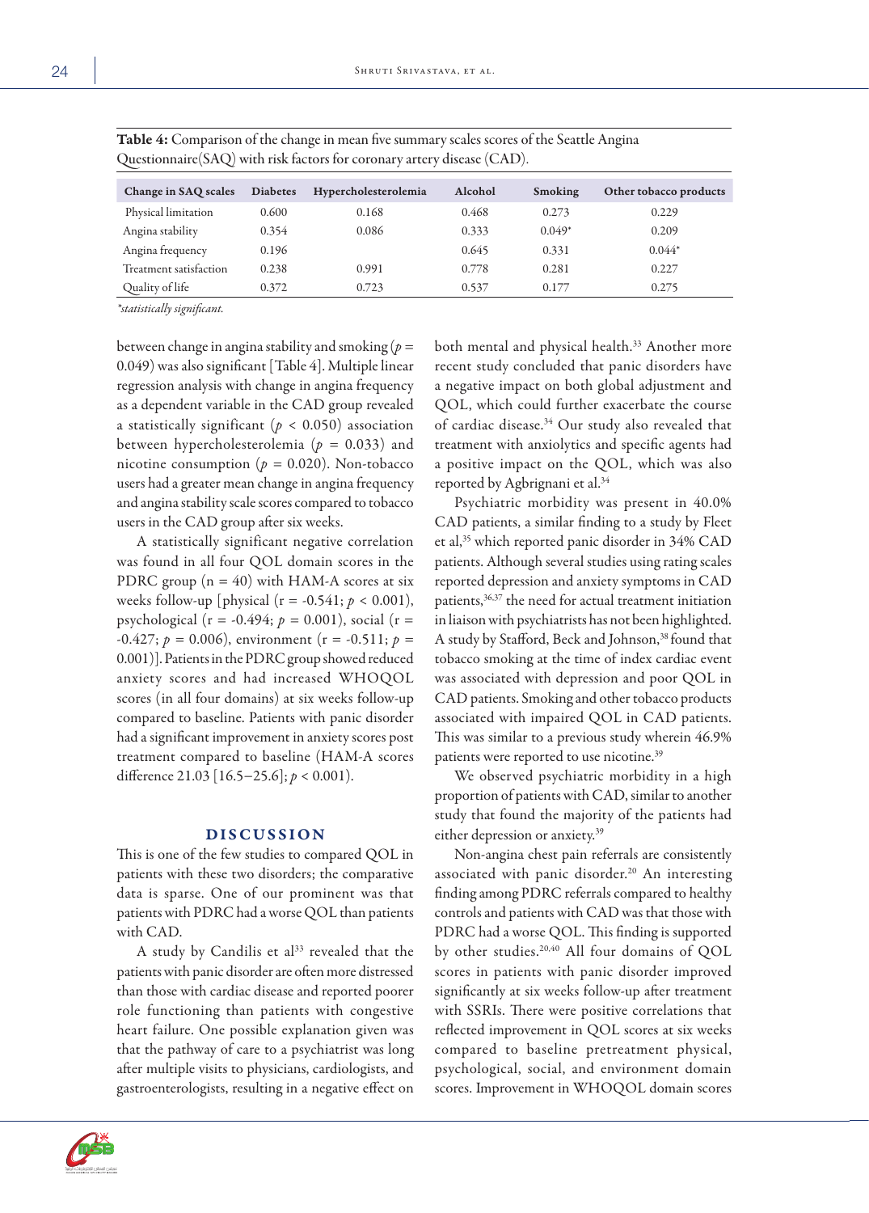**Table 4:** Comparison of the change in mean five summary scales scores of the Seattle Angina Questionnaire(SAQ) with risk factors for coronary artery disease (CAD).

| Change in SAQ scales | Diabetes | Hypercholesterolemia | Alcohol | Smoking | Other tobacco products |
|---|---|---|---|---|---|
| Physical limitation | 0.600 | 0.168 | 0.468 | 0.273 | 0.229 |
| Angina stability | 0.354 | 0.086 | 0.333 | 0.049* | 0.209 |
| Angina frequency | 0.196 | | 0.645 | 0.331 | 0.044* |
| Treatment satisfaction | 0.238 | 0.991 | 0.778 | 0.281 | 0.227 |
| Quality of life | 0.372 | 0.723 | 0.537 | 0.177 | 0.275 |

*\*statistically significant.*

between change in angina stability and smoking ($p = 0.049$) was also significant [Table 4]. Multiple linear regression analysis with change in angina frequency as a dependent variable in the CAD group revealed a statistically significant ($p < 0.050$) association between hypercholesterolemia ($p = 0.033$) and nicotine consumption ($p = 0.020$). Non-tobacco users had a greater mean change in angina frequency and angina stability scale scores compared to tobacco users in the CAD group after six weeks.

A statistically significant negative correlation was found in all four QOL domain scores in the PDRC group (n = 40) with HAM-A scores at six weeks follow-up [physical ($r = -0.541$; $p < 0.001$), psychological ($r = -0.494$; $p = 0.001$), social ($r = -0.427$; $p = 0.006$), environment ($r = -0.511$; $p = 0.001$)]. Patients in the PDRC group showed reduced anxiety scores and had increased WHOQOL scores (in all four domains) at six weeks follow-up compared to baseline. Patients with panic disorder had a significant improvement in anxiety scores post treatment compared to baseline (HAM-A scores difference 21.03 [16.5–25.6]; $p < 0.001$).

## DISCUSSION

This is one of the few studies to compared QOL in patients with these two disorders; the comparative data is sparse. One of our prominent was that patients with PDRC had a worse QOL than patients with CAD.

A study by Candilis et al[33] revealed that the patients with panic disorder are often more distressed than those with cardiac disease and reported poorer role functioning than patients with congestive heart failure. One possible explanation given was that the pathway of care to a psychiatrist was long after multiple visits to physicians, cardiologists, and gastroenterologists, resulting in a negative effect on both mental and physical health.[33] Another more recent study concluded that panic disorders have a negative impact on both global adjustment and QOL, which could further exacerbate the course of cardiac disease.[34] Our study also revealed that treatment with anxiolytics and specific agents had a positive impact on the QOL, which was also reported by Agbrignani et al.[34]

Psychiatric morbidity was present in 40.0% CAD patients, a similar finding to a study by Fleet et al,[35] which reported panic disorder in 34% CAD patients. Although several studies using rating scales reported depression and anxiety symptoms in CAD patients,[36,37] the need for actual treatment initiation in liaison with psychiatrists has not been highlighted. A study by Stafford, Beck and Johnson,[38] found that tobacco smoking at the time of index cardiac event was associated with depression and poor QOL in CAD patients. Smoking and other tobacco products associated with impaired QOL in CAD patients. This was similar to a previous study wherein 46.9% patients were reported to use nicotine.[39]

We observed psychiatric morbidity in a high proportion of patients with CAD, similar to another study that found the majority of the patients had either depression or anxiety.[39]

Non-angina chest pain referrals are consistently associated with panic disorder.[20] An interesting finding among PDRC referrals compared to healthy controls and patients with CAD was that those with PDRC had a worse QOL. This finding is supported by other studies.[20,40] All four domains of QOL scores in patients with panic disorder improved significantly at six weeks follow-up after treatment with SSRIs. There were positive correlations that reflected improvement in QOL scores at six weeks compared to baseline pretreatment physical, psychological, social, and environment domain scores. Improvement in WHOQOL domain scores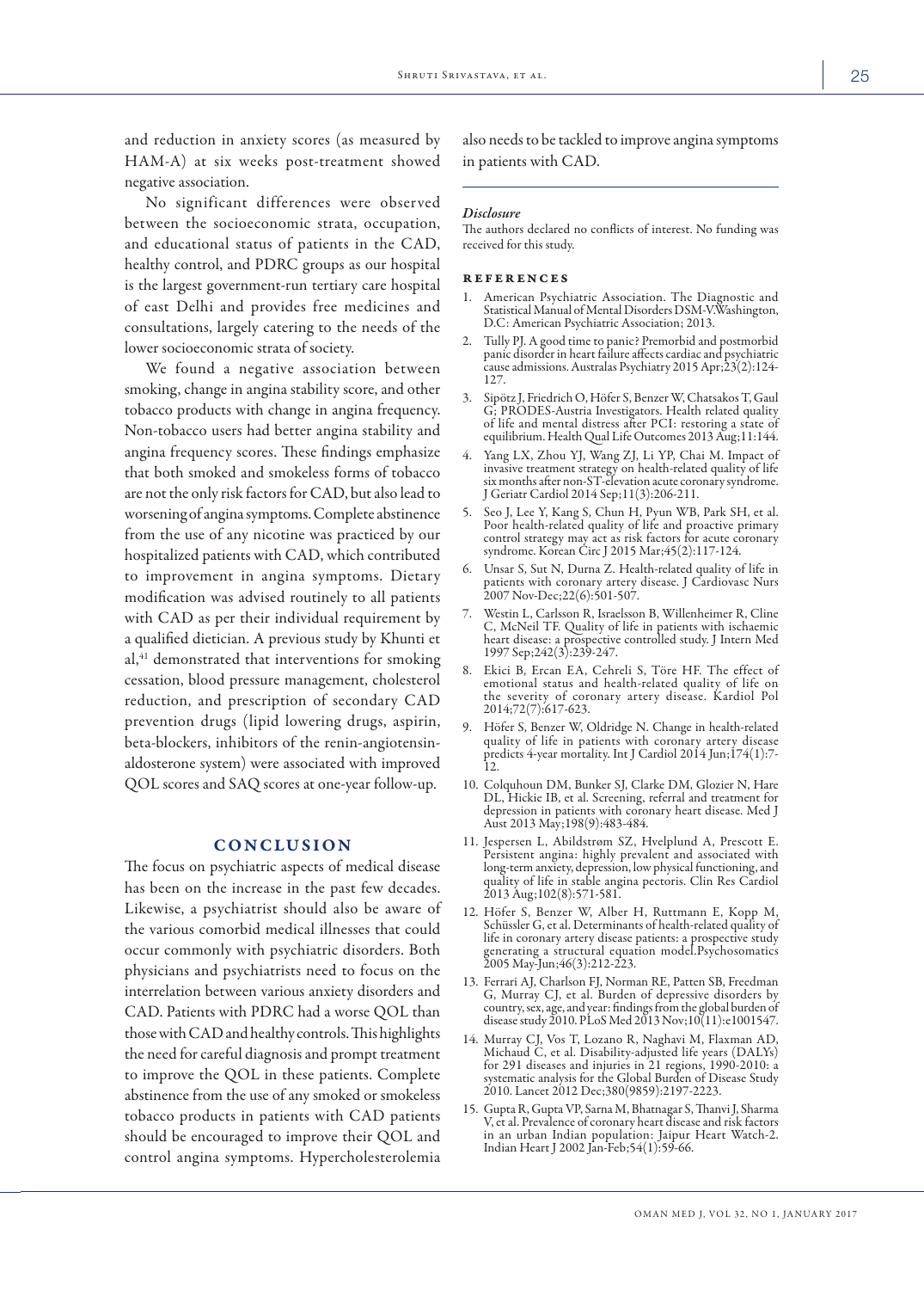and reduction in anxiety scores (as measured by HAM-A) at six weeks post-treatment showed negative association.

No significant differences were observed between the socioeconomic strata, occupation, and educational status of patients in the CAD, healthy control, and PDRC groups as our hospital is the largest government-run tertiary care hospital of east Delhi and provides free medicines and consultations, largely catering to the needs of the lower socioeconomic strata of society.

We found a negative association between smoking, change in angina stability score, and other tobacco products with change in angina frequency. Non-tobacco users had better angina stability and angina frequency scores. These findings emphasize that both smoked and smokeless forms of tobacco are not the only risk factors for CAD, but also lead to worsening of angina symptoms. Complete abstinence from the use of any nicotine was practiced by our hospitalized patients with CAD, which contributed to improvement in angina symptoms. Dietary modification was advised routinely to all patients with CAD as per their individual requirement by a qualified dietician. A previous study by Khunti et al,[41] demonstrated that interventions for smoking cessation, blood pressure management, cholesterol reduction, and prescription of secondary CAD prevention drugs (lipid lowering drugs, aspirin, beta-blockers, inhibitors of the renin-angiotensin-aldosterone system) were associated with improved QOL scores and SAQ scores at one-year follow-up.

## CONCLUSION

The focus on psychiatric aspects of medical disease has been on the increase in the past few decades. Likewise, a psychiatrist should also be aware of the various comorbid medical illnesses that could occur commonly with psychiatric disorders. Both physicians and psychiatrists need to focus on the interrelation between various anxiety disorders and CAD. Patients with PDRC had a worse QOL than those with CAD and healthy controls. This highlights the need for careful diagnosis and prompt treatment to improve the QOL in these patients. Complete abstinence from the use of any smoked or smokeless tobacco products in patients with CAD patients should be encouraged to improve their QOL and control angina symptoms. Hypercholesterolemia also needs to be tackled to improve angina symptoms in patients with CAD.

---

*Disclosure*

The authors declared no conflicts of interest. No funding was received for this study.

## REFERENCES

1. American Psychiatric Association. The Diagnostic and Statistical Manual of Mental Disorders DSM-V.Washington, D.C: American Psychiatric Association; 2013.
2. Tully PJ. A good time to panic? Premorbid and postmorbid panic disorder in heart failure affects cardiac and psychiatric cause admissions. Australas Psychiatry 2015 Apr;23(2):124-127.
3. Sipötz J, Friedrich O, Höfer S, Benzer W, Chatsakos T, Gaul G; PRODES-Austria Investigators. Health related quality of life and mental distress after PCI: restoring a state of equilibrium. Health Qual Life Outcomes 2013 Aug;11:144.
4. Yang LX, Zhou YJ, Wang ZJ, Li YP, Chai M. Impact of invasive treatment strategy on health-related quality of life six months after non-ST-elevation acute coronary syndrome. J Geriatr Cardiol 2014 Sep;11(3):206-211.
5. Seo J, Lee Y, Kang S, Chun H, Pyun WB, Park SH, et al. Poor health-related quality of life and proactive primary control strategy may act as risk factors for acute coronary syndrome. Korean Circ J 2015 Mar;45(2):117-124.
6. Unsar S, Sut N, Durna Z. Health-related quality of life in patients with coronary artery disease. J Cardiovasc Nurs 2007 Nov-Dec;22(6):501-507.
7. Westin L, Carlsson R, Israelsson B, Willenheimer R, Cline C, McNeil TF. Quality of life in patients with ischaemic heart disease: a prospective controlled study. J Intern Med 1997 Sep;242(3):239-247.
8. Ekici B, Ercan EA, Cehreli S, Töre HF. The effect of emotional status and health-related quality of life on the severity of coronary artery disease. Kardiol Pol 2014;72(7):617-623.
9. Höfer S, Benzer W, Oldridge N. Change in health-related quality of life in patients with coronary artery disease predicts 4-year mortality. Int J Cardiol 2014 Jun;174(1):7-12.
10. Colquhoun DM, Bunker SJ, Clarke DM, Glozier N, Hare DL, Hickie IB, et al. Screening, referral and treatment for depression in patients with coronary heart disease. Med J Aust 2013 May;198(9):483-484.
11. Jespersen L, Abildstrøm SZ, Hvelplund A, Prescott E. Persistent angina: highly prevalent and associated with long-term anxiety, depression, low physical functioning, and quality of life in stable angina pectoris. Clin Res Cardiol 2013 Aug;102(8):571-581.
12. Höfer S, Benzer W, Alber H, Ruttmann E, Kopp M, Schüssler G, et al. Determinants of health-related quality of life in coronary artery disease patients: a prospective study generating a structural equation model.Psychosomatics 2005 May-Jun;46(3):212-223.
13. Ferrari AJ, Charlson FJ, Norman RE, Patten SB, Freedman G, Murray CJ, et al. Burden of depressive disorders by country, sex, age, and year: findings from the global burden of disease study 2010. PLoS Med 2013 Nov;10(11):e1001547.
14. Murray CJ, Vos T, Lozano R, Naghavi M, Flaxman AD, Michaud C, et al. Disability-adjusted life years (DALYs) for 291 diseases and injuries in 21 regions, 1990-2010: a systematic analysis for the Global Burden of Disease Study 2010. Lancet 2012 Dec;380(9859):2197-2223.
15. Gupta R, Gupta VP, Sarna M, Bhatnagar S, Thanvi J, Sharma V, et al. Prevalence of coronary heart disease and risk factors in an urban Indian population: Jaipur Heart Watch-2. Indian Heart J 2002 Jan-Feb;54(1):59-66.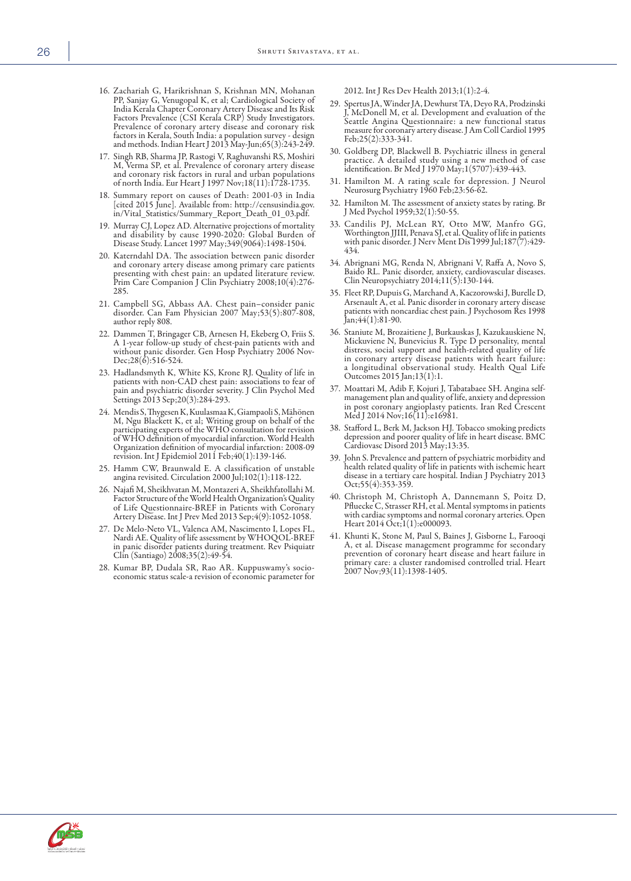16. Zachariah G, Harikrishnan S, Krishnan MN, Mohanan PP, Sanjay G, Venugopal K, et al; Cardiological Society of India Kerala Chapter Coronary Artery Disease and Its Risk Factors Prevalence (CSI Kerala CRP) Study Investigators. Prevalence of coronary artery disease and coronary risk factors in Kerala, South India: a population survey - design and methods. Indian Heart J 2013 May-Jun;65(3):243-249.
17. Singh RB, Sharma JP, Rastogi V, Raghuvanshi RS, Moshiri M, Verma SP, et al. Prevalence of coronary artery disease and coronary risk factors in rural and urban populations of north India. Eur Heart J 1997 Nov;18(11):1728-1735.
18. Summary report on causes of Death: 2001-03 in India [cited 2015 June]. Available from: http://censusindia.gov.in/Vital_Statistics/Summary_Report_Death_01_03.pdf.
19. Murray CJ, Lopez AD. Alternative projections of mortality and disability by cause 1990-2020: Global Burden of Disease Study. Lancet 1997 May;349(9064):1498-1504.
20. Katerndahl DA. The association between panic disorder and coronary artery disease among primary care patients presenting with chest pain: an updated literature review. Prim Care Companion J Clin Psychiatry 2008;10(4):276-285.
21. Campbell SG, Abbass AA. Chest pain–consider panic disorder. Can Fam Physician 2007 May;53(5):807-808, author reply 808.
22. Dammen T, Bringager CB, Arnesen H, Ekeberg O, Friis S. A 1-year follow-up study of chest-pain patients with and without panic disorder. Gen Hosp Psychiatry 2006 Nov-Dec;28(6):516-524.
23. Hadlandsmyth K, White KS, Krone RJ. Quality of life in patients with non-CAD chest pain: associations to fear of pain and psychiatric disorder severity. J Clin Psychol Med Settings 2013 Sep;20(3):284-293.
24. Mendis S, Thygesen K, Kuulasmaa K, Giampaoli S, Mähönen M, Ngu Blackett K, et al; Writing group on behalf of the participating experts of the WHO consultation for revision of WHO definition of myocardial infarction. World Health Organization definition of myocardial infarction: 2008-09 revision. Int J Epidemiol 2011 Feb;40(1):139-146.
25. Hamm CW, Braunwald E. A classification of unstable angina revisited. Circulation 2000 Jul;102(1):118-122.
26. Najafi M, Sheikhvatan M, Montazeri A, Sheikhfatollahi M. Factor Structure of the World Health Organization's Quality of Life Questionnaire-BREF in Patients with Coronary Artery Disease. Int J Prev Med 2013 Sep;4(9):1052-1058.
27. De Melo-Neto VL, Valenca AM, Nascimento I, Lopes FL, Nardi AE. Quality of life assessment by WHOQOL-BREF in panic disorder patients during treatment. Rev Psiquiatr Clin (Santiago) 2008;35(2):49-54.
28. Kumar BP, Dudala SR, Rao AR. Kuppuswamy's socio-economic status scale-a revision of economic parameter for 2012. Int J Res Dev Health 2013;1(1):2-4.
29. Spertus JA, Winder JA, Dewhurst TA, Deyo RA, Prodzinski J, McDonell M, et al. Development and evaluation of the Seattle Angina Questionnaire: a new functional status measure for coronary artery disease. J Am Coll Cardiol 1995 Feb;25(2):333-341.
30. Goldberg DP, Blackwell B. Psychiatric illness in general practice. A detailed study using a new method of case identification. Br Med J 1970 May;1(5707):439-443.
31. Hamilton M. A rating scale for depression. J Neurol Neurosurg Psychiatry 1960 Feb;23:56-62.
32. Hamilton M. The assessment of anxiety states by rating. Br J Med Psychol 1959;32(1):50-55.
33. Candilis PJ, McLean RY, Otto MW, Manfro GG, Worthington JJIII, Penava SJ, et al. Quality of life in patients with panic disorder. J Nerv Ment Dis 1999 Jul;187(7):429-434.
34. Abrignani MG, Renda N, Abrignani V, Raffa A, Novo S, Baido RL. Panic disorder, anxiety, cardiovascular diseases. Clin Neuropsychiatry 2014;11(5):130-144.
35. Fleet RP, Dupuis G, Marchand A, Kaczorowski J, Burelle D, Arsenault A, et al. Panic disorder in coronary artery disease patients with noncardiac chest pain. J Psychosom Res 1998 Jan;44(1):81-90.
36. Staniute M, Brozaitiene J, Burkauskas J, Kazukauskiene N, Mickuviene N, Bunevicius R. Type D personality, mental distress, social support and health-related quality of life in coronary artery disease patients with heart failure: a longitudinal observational study. Health Qual Life Outcomes 2015 Jan;13(1):1.
37. Moattari M, Adib F, Kojuri J, Tabatabaee SH. Angina self-management plan and quality of life, anxiety and depression in post coronary angioplasty patients. Iran Red Crescent Med J 2014 Nov;16(11):e16981.
38. Stafford L, Berk M, Jackson HJ. Tobacco smoking predicts depression and poorer quality of life in heart disease. BMC Cardiovasc Disord 2013 May;13:35.
39. John S. Prevalence and pattern of psychiatric morbidity and health related quality of life in patients with ischemic heart disease in a tertiary care hospital. Indian J Psychiatry 2013 Oct;55(4):353-359.
40. Christoph M, Christoph A, Dannemann S, Poitz D, Pfluecke C, Strasser RH, et al. Mental symptoms in patients with cardiac symptoms and normal coronary arteries. Open Heart 2014 Oct;1(1):e000093.
41. Khunti K, Stone M, Paul S, Baines J, Gisborne L, Farooqi A, et al. Disease management programme for secondary prevention of coronary heart disease and heart failure in primary care: a cluster randomised controlled trial. Heart 2007 Nov;93(11):1398-1405.